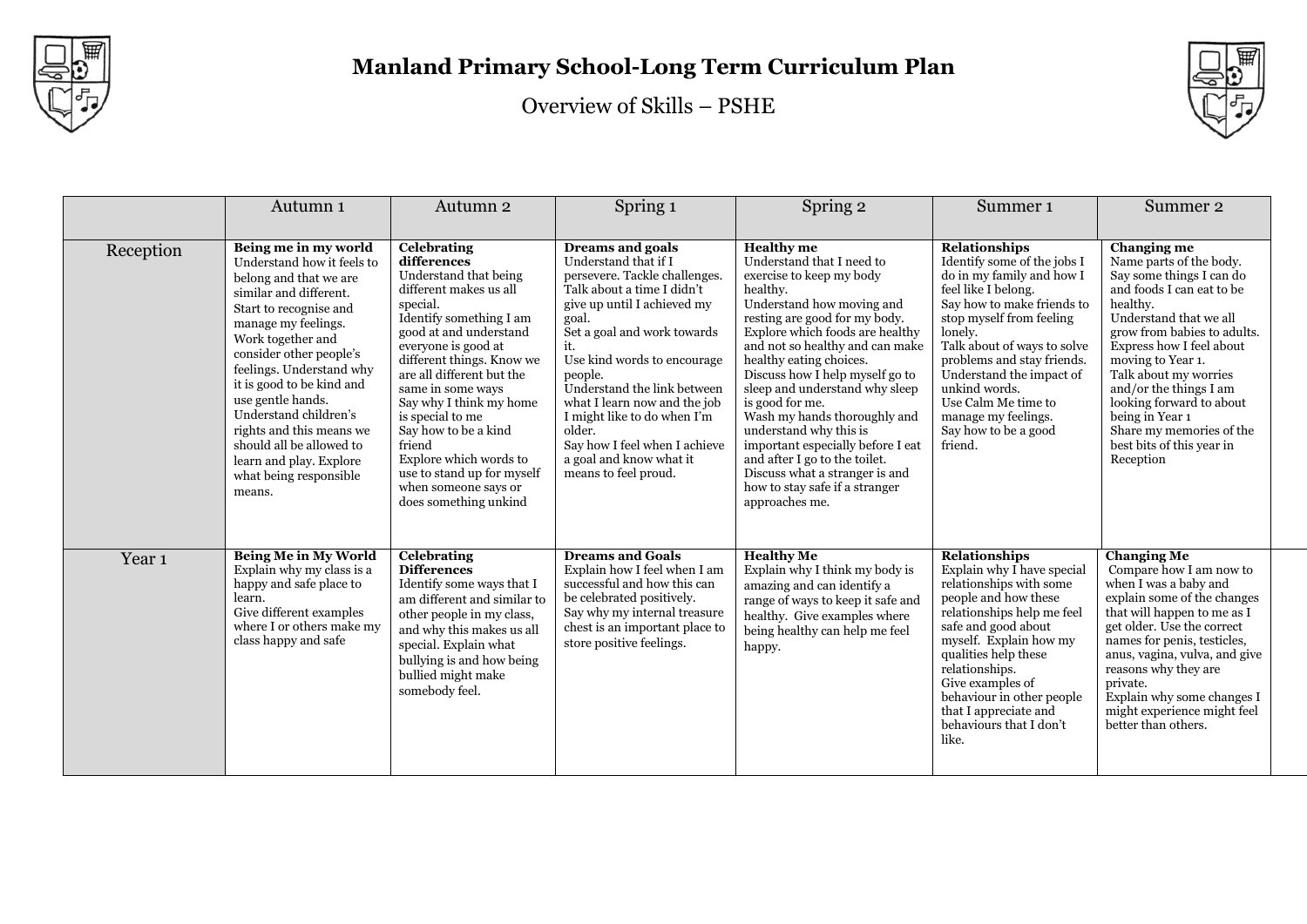# Manland Primary School-Long Term Curriculum Plan

## Overview of Skills – PSHE

| | Autumn 1 | Autumn 2 | Spring 1 | Spring 2 | Summer 1 | Summer 2 |
|---|---|---|---|---|---|---|
| Reception | **Being me in my world** Understand how it feels to belong and that we are similar and different. Start to recognise and manage my feelings. Work together and consider other people's feelings. Understand why it is good to be kind and use gentle hands. Understand children's rights and this means we should all be allowed to learn and play. Explore what being responsible means. | **Celebrating differences** Understand that being different makes us all special. Identify something I am good at and understand everyone is good at different things. Know we are all different but the same in some ways Say why I think my home is special to me Say how to be a kind friend Explore which words to use to stand up for myself when someone says or does something unkind | **Dreams and goals** Understand that if I persevere. Tackle challenges. Talk about a time I didn't give up until I achieved my goal. Set a goal and work towards it. Use kind words to encourage people. Understand the link between what I learn now and the job I might like to do when I'm older. Say how I feel when I achieve a goal and know what it means to feel proud. | **Healthy me** Understand that I need to exercise to keep my body healthy. Understand how moving and resting are good for my body. Explore which foods are healthy and not so healthy and can make healthy eating choices. Discuss how I help myself go to sleep and understand why sleep is good for me. Wash my hands thoroughly and understand why this is important especially before I eat and after I go to the toilet. Discuss what a stranger is and how to stay safe if a stranger approaches me. | **Relationships** Identify some of the jobs I do in my family and how I feel like I belong. Say how to make friends to stop myself from feeling lonely. Talk about of ways to solve problems and stay friends. Understand the impact of unkind words. Use Calm Me time to manage my feelings. Say how to be a good friend. | **Changing me** Name parts of the body. Say some things I can do and foods I can eat to be healthy. Understand that we all grow from babies to adults. Express how I feel about moving to Year 1. Talk about my worries and/or the things I am looking forward to about being in Year 1 Share my memories of the best bits of this year in Reception |
| Year 1 | **Being Me in My World** Explain why my class is a happy and safe place to learn. Give different examples where I or others make my class happy and safe | **Celebrating Differences** Identify some ways that I am different and similar to other people in my class, and why this makes us all special. Explain what bullying is and how being bullied might make somebody feel. | **Dreams and Goals** Explain how I feel when I am successful and how this can be celebrated positively. Say why my internal treasure chest is an important place to store positive feelings. | **Healthy Me** Explain why I think my body is amazing and can identify a range of ways to keep it safe and healthy. Give examples where being healthy can help me feel happy. | **Relationships** Explain why I have special relationships with some people and how these relationships help me feel safe and good about myself. Explain how my qualities help these relationships. Give examples of behaviour in other people that I appreciate and behaviours that I don't like. | **Changing Me** Compare how I am now to when I was a baby and explain some of the changes that will happen to me as I get older. Use the correct names for penis, testicles, anus, vagina, vulva, and give reasons why they are private. Explain why some changes I might experience might feel better than others. |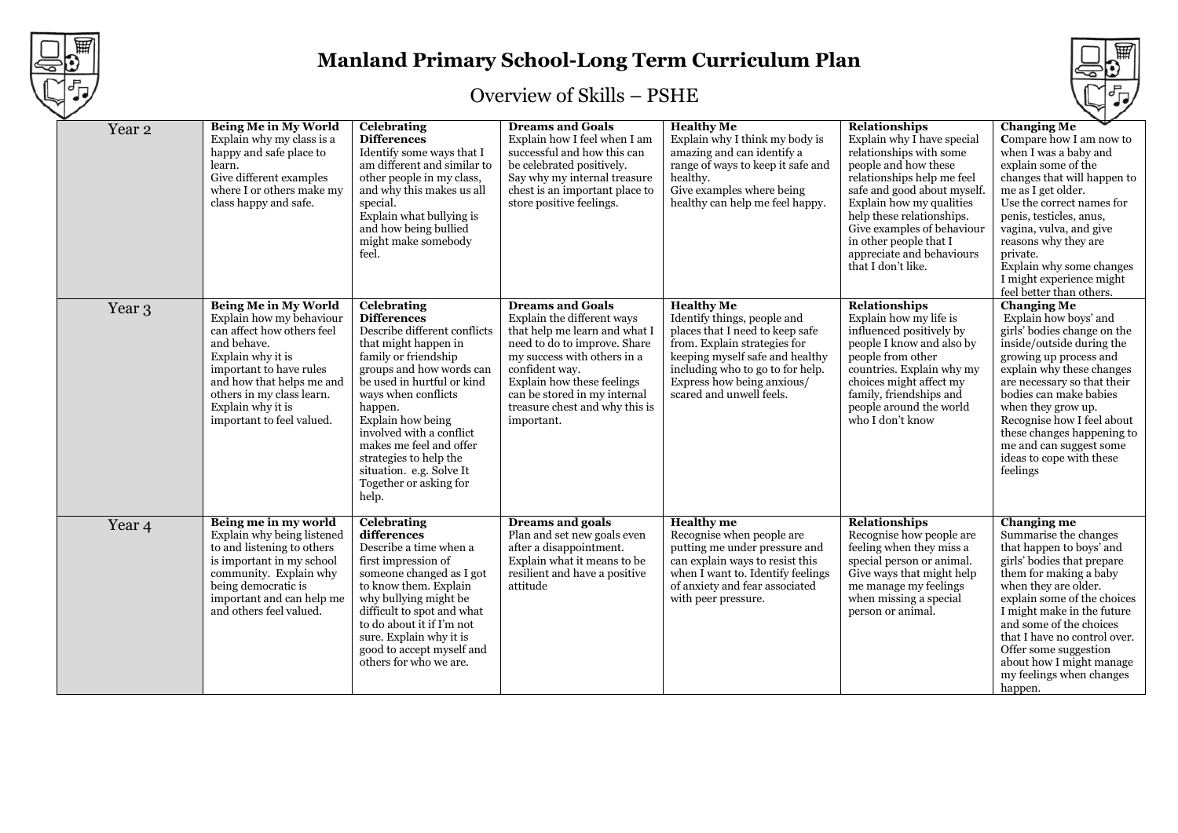# Manland Primary School-Long Term Curriculum Plan

## Overview of Skills – PSHE

| | | | | | | |
|---|---|---|---|---|---|---|
| Year 2 | **Being Me in My World** Explain why my class is a happy and safe place to learn. Give different examples where I or others make my class happy and safe. | **Celebrating Differences** Identify some ways that I am different and similar to other people in my class, and why this makes us all special. Explain what bullying is and how being bullied might make somebody feel. | **Dreams and Goals** Explain how I feel when I am successful and how this can be celebrated positively. Say why my internal treasure chest is an important place to store positive feelings. | **Healthy Me** Explain why I think my body is amazing and can identify a range of ways to keep it safe and healthy. Give examples where being healthy can help me feel happy. | **Relationships** Explain why I have special relationships with some people and how these relationships help me feel safe and good about myself. Explain how my qualities help these relationships. Give examples of behaviour in other people that I appreciate and behaviours that I don't like. | **Changing Me** **C**ompare how I am now to when I was a baby and explain some of the changes that will happen to me as I get older. Use the correct names for penis, testicles, anus, vagina, vulva, and give reasons why they are private. Explain why some changes I might experience might feel better than others. |
| Year 3 | **Being Me in My World** Explain how my behaviour can affect how others feel and behave. Explain why it is important to have rules and how that helps me and others in my class learn. Explain why it is important to feel valued. | **Celebrating Differences** Describe different conflicts that might happen in family or friendship groups and how words can be used in hurtful or kind ways when conflicts happen. Explain how being involved with a conflict makes me feel and offer strategies to help the situation. e.g. Solve It Together or asking for help. | **Dreams and Goals** Explain the different ways that help me learn and what I need to do to improve. Share my success with others in a confident way. Explain how these feelings can be stored in my internal treasure chest and why this is important. | **Healthy Me** Identify things, people and places that I need to keep safe from. Explain strategies for keeping myself safe and healthy including who to go to for help. Express how being anxious/ scared and unwell feels. | **Relationships** Explain how my life is influenced positively by people I know and also by people from other countries. Explain why my choices might affect my family, friendships and people around the world who I don't know | **Changing Me** Explain how boys' and girls' bodies change on the inside/outside during the growing up process and explain why these changes are necessary so that their bodies can make babies when they grow up. Recognise how I feel about these changes happening to me and can suggest some ideas to cope with these feelings |
| Year 4 | **Being me in my world** Explain why being listened to and listening to others is important in my school community. Explain why being democratic is important and can help me and others feel valued. | **Celebrating differences** Describe a time when a first impression of someone changed as I got to know them. Explain why bullying might be difficult to spot and what to do about it if I'm not sure. Explain why it is good to accept myself and others for who we are. | **Dreams and goals** Plan and set new goals even after a disappointment. Explain what it means to be resilient and have a positive attitude | **Healthy me** Recognise when people are putting me under pressure and can explain ways to resist this when I want to. Identify feelings of anxiety and fear associated with peer pressure. | **Relationships** Recognise how people are feeling when they miss a special person or animal. Give ways that might help me manage my feelings when missing a special person or animal. | **Changing me** Summarise the changes that happen to boys' and girls' bodies that prepare them for making a baby when they are older. explain some of the choices I might make in the future and some of the choices that I have no control over. Offer some suggestion about how I might manage my feelings when changes happen. |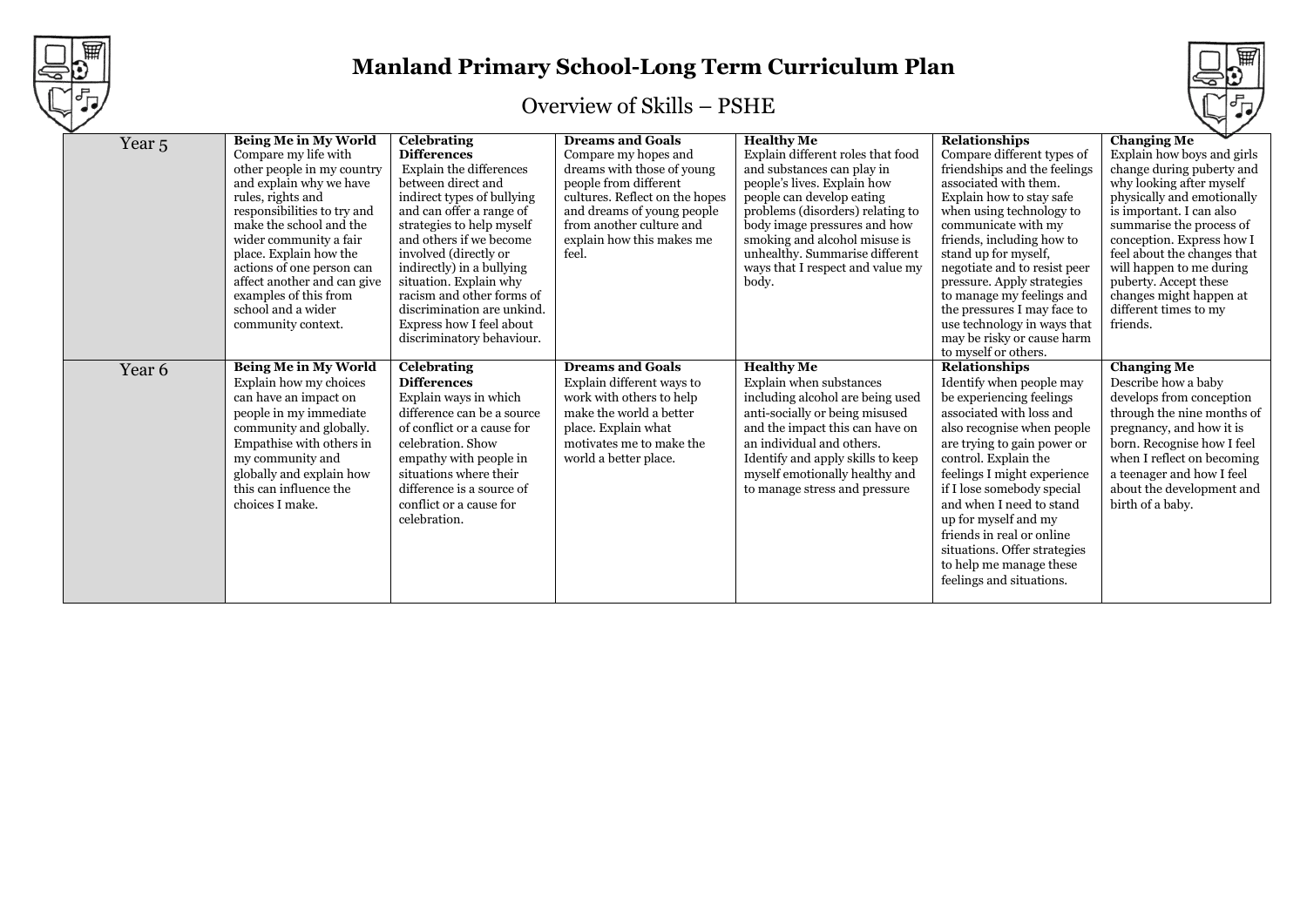# Manland Primary School-Long Term Curriculum Plan

## Overview of Skills – PSHE

| | | | | | | |
|---|---|---|---|---|---|---|
| Year 5 | **Being Me in My World** Compare my life with other people in my country and explain why we have rules, rights and responsibilities to try and make the school and the wider community a fair place. Explain how the actions of one person can affect another and can give examples of this from school and a wider community context. | **Celebrating Differences** Explain the differences between direct and indirect types of bullying and can offer a range of strategies to help myself and others if we become involved (directly or indirectly) in a bullying situation. Explain why racism and other forms of discrimination are unkind. Express how I feel about discriminatory behaviour. | **Dreams and Goals** Compare my hopes and dreams with those of young people from different cultures. Reflect on the hopes and dreams of young people from another culture and explain how this makes me feel. | **Healthy Me** Explain different roles that food and substances can play in people's lives. Explain how people can develop eating problems (disorders) relating to body image pressures and how smoking and alcohol misuse is unhealthy. Summarise different ways that I respect and value my body. | **Relationships** Compare different types of friendships and the feelings associated with them. Explain how to stay safe when using technology to communicate with my friends, including how to stand up for myself, negotiate and to resist peer pressure. Apply strategies to manage my feelings and the pressures I may face to use technology in ways that may be risky or cause harm to myself or others. | **Changing Me** Explain how boys and girls change during puberty and why looking after myself physically and emotionally is important. I can also summarise the process of conception. Express how I feel about the changes that will happen to me during puberty. Accept these changes might happen at different times to my friends. |
| Year 6 | **Being Me in My World** Explain how my choices can have an impact on people in my immediate community and globally. Empathise with others in my community and globally and explain how this can influence the choices I make. | **Celebrating Differences** Explain ways in which difference can be a source of conflict or a cause for celebration. Show empathy with people in situations where their difference is a source of conflict or a cause for celebration. | **Dreams and Goals** Explain different ways to work with others to help make the world a better place. Explain what motivates me to make the world a better place. | **Healthy Me** Explain when substances including alcohol are being used anti-socially or being misused and the impact this can have on an individual and others. Identify and apply skills to keep myself emotionally healthy and to manage stress and pressure | **Relationships** Identify when people may be experiencing feelings associated with loss and also recognise when people are trying to gain power or control. Explain the feelings I might experience if I lose somebody special and when I need to stand up for myself and my friends in real or online situations. Offer strategies to help me manage these feelings and situations. | **Changing Me** Describe how a baby develops from conception through the nine months of pregnancy, and how it is born. Recognise how I feel when I reflect on becoming a teenager and how I feel about the development and birth of a baby. |